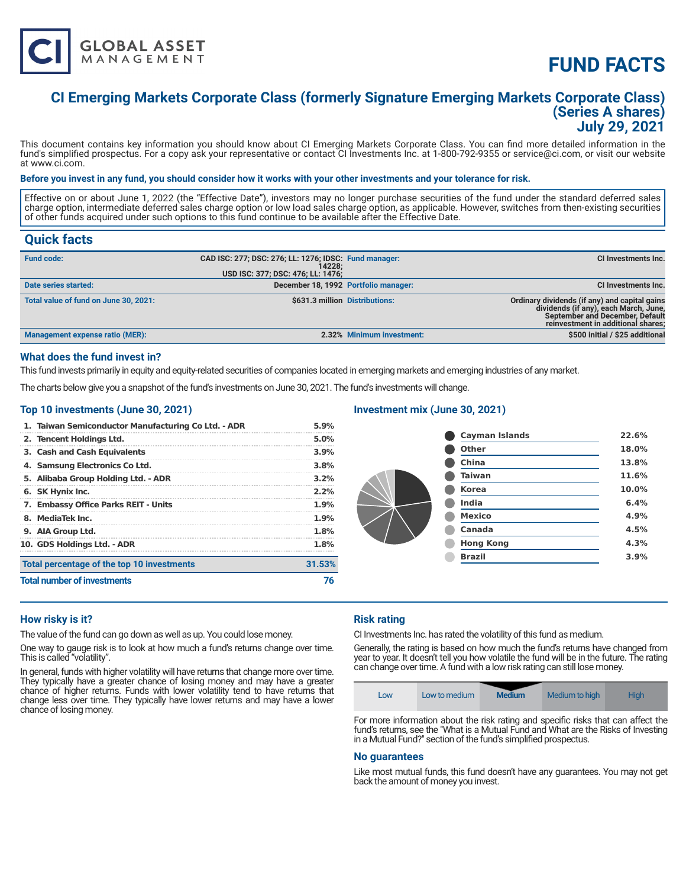# CI GLOBAL ASSET MANAGEMENT

# FUND FACTS

## CI Emerging Markets Corporate Class (formerly Signature Emerging Markets Corporate Class) (Series A shares) July 29, 2021

This document contains key information you should know about CI Emerging Markets Corporate Class. You can find more detailed information in the fund's simplified prospectus. For a copy ask your representative or contact CI Investments Inc. at 1-800-792-9355 or service@ci.com, or visit our website at www.ci.com.

**Before you invest in any fund, you should consider how it works with your other investments and your tolerance for risk.**

Effective on or about June 1, 2022 (the "Effective Date"), investors may no longer purchase securities of the fund under the standard deferred sales charge option, intermediate deferred sales charge option or low load sales charge option, as applicable. However, switches from then-existing securities of other funds acquired under such options to this fund continue to be available after the Effective Date.

## Quick facts

| | | | |
|---|---|---|---|
| **Fund code:** | CAD ISC: 277; DSC: 276; LL: 1276; IDSC: 14228; USD ISC: 377; DSC: 476; LL: 1476; | **Fund manager:** | CI Investments Inc. |
| **Date series started:** | December 18, 1992 | **Portfolio manager:** | CI Investments Inc. |
| **Total value of fund on June 30, 2021:** | $631.3 million | **Distributions:** | Ordinary dividends (if any) and capital gains dividends (if any), each March, June, September and December, Default reinvestment in additional shares; |
| **Management expense ratio (MER):** | 2.32% | **Minimum investment:** | $500 initial / $25 additional |

### What does the fund invest in?

This fund invests primarily in equity and equity-related securities of companies located in emerging markets and emerging industries of any market.

The charts below give you a snapshot of the fund's investments on June 30, 2021. The fund's investments will change.

### Top 10 investments (June 30, 2021)

| | |
|---|---|
| 1. Taiwan Semiconductor Manufacturing Co Ltd. - ADR | 5.9% |
| 2. Tencent Holdings Ltd. | 5.0% |
| 3. Cash and Cash Equivalents | 3.9% |
| 4. Samsung Electronics Co Ltd. | 3.8% |
| 5. Alibaba Group Holding Ltd. - ADR | 3.2% |
| 6. SK Hynix Inc. | 2.2% |
| 7. Embassy Office Parks REIT - Units | 1.9% |
| 8. MediaTek Inc. | 1.9% |
| 9. AIA Group Ltd. | 1.8% |
| 10. GDS Holdings Ltd. - ADR | 1.8% |
| **Total percentage of the top 10 investments** | **31.53%** |
| **Total number of investments** | **76** |

### Investment mix (June 30, 2021)

| | |
|---|---|
| Cayman Islands | 22.6% |
| Other | 18.0% |
| China | 13.8% |
| Taiwan | 11.6% |
| Korea | 10.0% |
| India | 6.4% |
| Mexico | 4.9% |
| Canada | 4.5% |
| Hong Kong | 4.3% |
| Brazil | 3.9% |

### How risky is it?

The value of the fund can go down as well as up. You could lose money.

One way to gauge risk is to look at how much a fund's returns change over time. This is called "volatility".

In general, funds with higher volatility will have returns that change more over time. They typically have a greater chance of losing money and may have a greater chance of higher returns. Funds with lower volatility tend to have returns that change less over time. They typically have lower returns and may have a lower chance of losing money.

### Risk rating

CI Investments Inc. has rated the volatility of this fund as medium.

Generally, the rating is based on how much the fund's returns have changed from year to year. It doesn't tell you how volatile the fund will be in the future. The rating can change over time. A fund with a low risk rating can still lose money.

| Low | Low to medium | **Medium** | Medium to high | High |
|---|---|---|---|---|

For more information about the risk rating and specific risks that can affect the fund's returns, see the "What is a Mutual Fund and What are the Risks of Investing in a Mutual Fund?" section of the fund's simplified prospectus.

### No guarantees

Like most mutual funds, this fund doesn't have any guarantees. You may not get back the amount of money you invest.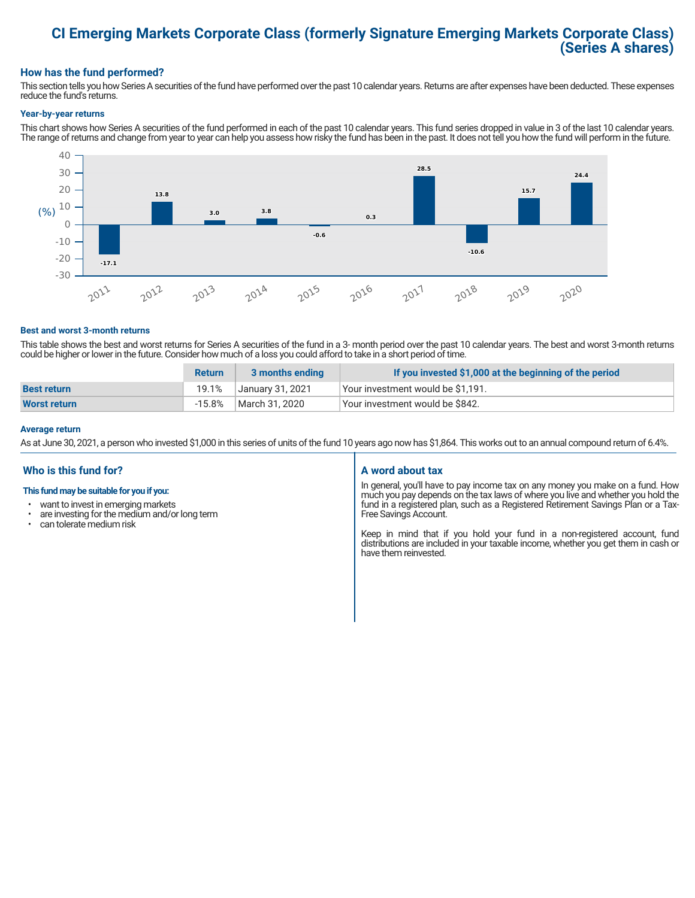# CI Emerging Markets Corporate Class (formerly Signature Emerging Markets Corporate Class) (Series A shares)

## How has the fund performed?

This section tells you how Series A securities of the fund have performed over the past 10 calendar years. Returns are after expenses have been deducted. These expenses reduce the fund's returns.

### Year-by-year returns

This chart shows how Series A securities of the fund performed in each of the past 10 calendar years. This fund series dropped in value in 3 of the last 10 calendar years. The range of returns and change from year to year can help you assess how risky the fund has been in the past. It does not tell you how the fund will perform in the future.

| Year | Return (%) |
|---|---|
| 2011 | -17.1 |
| 2012 | 13.8 |
| 2013 | 3.0 |
| 2014 | 3.8 |
| 2015 | -0.6 |
| 2016 | 0.3 |
| 2017 | 28.5 |
| 2018 | -10.6 |
| 2019 | 15.7 |
| 2020 | 24.4 |

### Best and worst 3-month returns

This table shows the best and worst returns for Series A securities of the fund in a 3- month period over the past 10 calendar years. The best and worst 3-month returns could be higher or lower in the future. Consider how much of a loss you could afford to take in a short period of time.

| | Return | 3 months ending | If you invested $1,000 at the beginning of the period |
|---|---|---|---|
| **Best return** | 19.1% | January 31, 2021 | Your investment would be $1,191. |
| **Worst return** | -15.8% | March 31, 2020 | Your investment would be $842. |

### Average return

As at June 30, 2021, a person who invested $1,000 in this series of units of the fund 10 years ago now has $1,864. This works out to an annual compound return of 6.4%.

## Who is this fund for?

**This fund may be suitable for you if you:**

- want to invest in emerging markets
- are investing for the medium and/or long term
- can tolerate medium risk

## A word about tax

In general, you'll have to pay income tax on any money you make on a fund. How much you pay depends on the tax laws of where you live and whether you hold the fund in a registered plan, such as a Registered Retirement Savings Plan or a Tax-Free Savings Account.

Keep in mind that if you hold your fund in a non-registered account, fund distributions are included in your taxable income, whether you get them in cash or have them reinvested.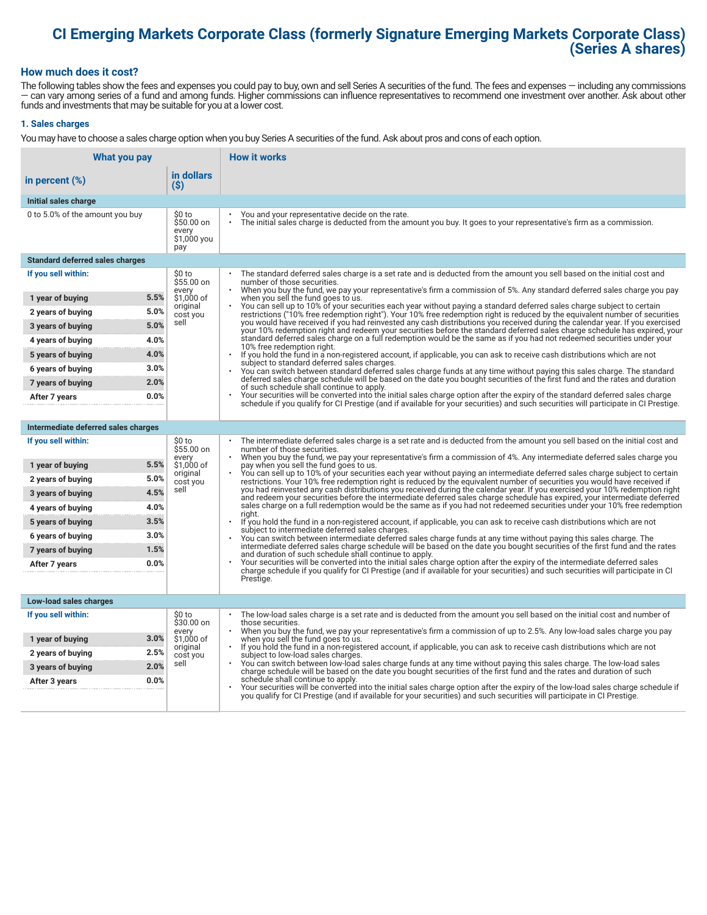# CI Emerging Markets Corporate Class (formerly Signature Emerging Markets Corporate Class) (Series A shares)

## How much does it cost?

The following tables show the fees and expenses you could pay to buy, own and sell Series A securities of the fund. The fees and expenses — including any commissions — can vary among series of a fund and among funds. Higher commissions can influence representatives to recommend one investment over another. Ask about other funds and investments that may be suitable for you at a lower cost.

### 1. Sales charges

You may have to choose a sales charge option when you buy Series A securities of the fund. Ask about pros and cons of each option.

| What you pay | | | How it works |
|---|---|---|---|
| in percent (%) | | in dollars ($) | |
| **Initial sales charge** | | | |
| 0 to 5.0% of the amount you buy | | $0 to $50.00 on every $1,000 you pay | • You and your representative decide on the rate.<br>• The initial sales charge is deducted from the amount you buy. It goes to your representative's firm as a commission. |
| **Standard deferred sales charges** | | | |
| **If you sell within:** | | $0 to $55.00 on every $1,000 of original cost you sell | • The standard deferred sales charge is a set rate and is deducted from the amount you sell based on the initial cost and number of those securities.<br>• When you buy the fund, we pay your representative's firm a commission of 5%. Any standard deferred sales charge you pay when you sell the fund goes to us.<br>• You can sell up to 10% of your securities each year without paying a standard deferred sales charge subject to certain restrictions ("10% free redemption right"). Your 10% free redemption right is reduced by the equivalent number of securities you would have received if you had reinvested any cash distributions you received during the calendar year. If you exercised your 10% redemption right and redeem your securities before the standard deferred sales charge schedule has expired, your standard deferred sales charge on a full redemption would be the same as if you had not redeemed securities under your 10% free redemption right.<br>• If you hold the fund in a non-registered account, if applicable, you can ask to receive cash distributions which are not subject to standard deferred sales charges.<br>• You can switch between standard deferred sales charge funds at any time without paying this sales charge. The standard deferred sales charge schedule will be based on the date you bought securities of the first fund and the rates and duration of such schedule shall continue to apply.<br>• Your securities will be converted into the initial sales charge option after the expiry of the standard deferred sales charge schedule if you qualify for CI Prestige (and if available for your securities) and such securities will participate in CI Prestige. |
| 1 year of buying | 5.5% | | |
| 2 years of buying | 5.0% | | |
| 3 years of buying | 5.0% | | |
| 4 years of buying | 4.0% | | |
| 5 years of buying | 4.0% | | |
| 6 years of buying | 3.0% | | |
| 7 years of buying | 2.0% | | |
| After 7 years | 0.0% | | |
| **Intermediate deferred sales charges** | | | |
| **If you sell within:** | | $0 to $55.00 on every $1,000 of original cost you sell | • The intermediate deferred sales charge is a set rate and is deducted from the amount you sell based on the initial cost and number of those securities.<br>• When you buy the fund, we pay your representative's firm a commission of 4%. Any intermediate deferred sales charge you pay when you sell the fund goes to us.<br>• You can sell up to 10% of your securities each year without paying an intermediate deferred sales charge subject to certain restrictions. Your 10% free redemption right is reduced by the equivalent number of securities you would have received if you had reinvested any cash distributions you received during the calendar year. If you exercised your 10% redemption right and redeem your securities before the intermediate deferred sales charge schedule has expired, your intermediate deferred sales charge on a full redemption would be the same as if you had not redeemed securities under your 10% free redemption right.<br>• If you hold the fund in a non-registered account, if applicable, you can ask to receive cash distributions which are not subject to intermediate deferred sales charges.<br>• You can switch between intermediate deferred sales charge funds at any time without paying this sales charge. The intermediate deferred sales charge schedule will be based on the date you bought securities of the first fund and the rates and duration of such schedule shall continue to apply.<br>• Your securities will be converted into the initial sales charge option after the expiry of the intermediate deferred sales charge schedule if you qualify for CI Prestige (and if available for your securities) and such securities will participate in CI Prestige. |
| 1 year of buying | 5.5% | | |
| 2 years of buying | 5.0% | | |
| 3 years of buying | 4.5% | | |
| 4 years of buying | 4.0% | | |
| 5 years of buying | 3.5% | | |
| 6 years of buying | 3.0% | | |
| 7 years of buying | 1.5% | | |
| After 7 years | 0.0% | | |
| **Low-load sales charges** | | | |
| **If you sell within:** | | $0 to $30.00 on every $1,000 of original cost you sell | • The low-load sales charge is a set rate and is deducted from the amount you sell based on the initial cost and number of those securities.<br>• When you buy the fund, we pay your representative's firm a commission of up to 2.5%. Any low-load sales charge you pay when you sell the fund goes to us.<br>• If you hold the fund in a non-registered account, if applicable, you can ask to receive cash distributions which are not subject to low-load sales charges.<br>• You can switch between low-load sales charge funds at any time without paying this sales charge. The low-load sales charge schedule will be based on the date you bought securities of the first fund and the rates and duration of such schedule shall continue to apply.<br>• Your securities will be converted into the initial sales charge option after the expiry of the low-load sales charge schedule if you qualify for CI Prestige (and if available for your securities) and such securities will participate in CI Prestige. |
| 1 year of buying | 3.0% | | |
| 2 years of buying | 2.5% | | |
| 3 years of buying | 2.0% | | |
| After 3 years | 0.0% | | |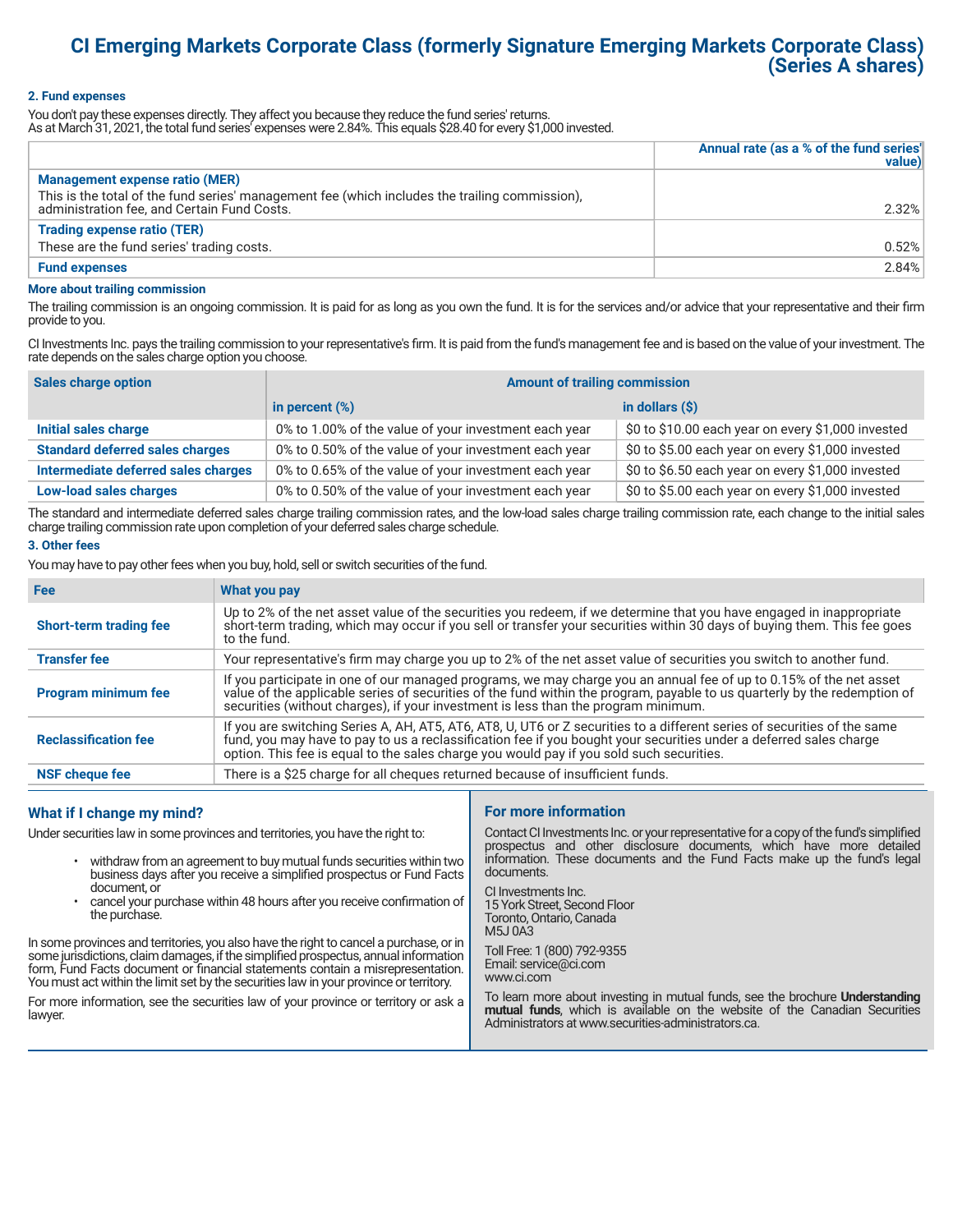# CI Emerging Markets Corporate Class (formerly Signature Emerging Markets Corporate Class) (Series A shares)

### 2. Fund expenses

You don't pay these expenses directly. They affect you because they reduce the fund series' returns.
As at March 31, 2021, the total fund series' expenses were 2.84%. This equals $28.40 for every $1,000 invested.

| | Annual rate (as a % of the fund series' value) |
|---|---|
| **Management expense ratio (MER)**<br>This is the total of the fund series' management fee (which includes the trailing commission), administration fee, and Certain Fund Costs. | 2.32% |
| **Trading expense ratio (TER)**<br>These are the fund series' trading costs. | 0.52% |
| **Fund expenses** | 2.84% |

### More about trailing commission

The trailing commission is an ongoing commission. It is paid for as long as you own the fund. It is for the services and/or advice that your representative and their firm provide to you.

CI Investments Inc. pays the trailing commission to your representative's firm. It is paid from the fund's management fee and is based on the value of your investment. The rate depends on the sales charge option you choose.

| Sales charge option | Amount of trailing commission | |
|---|---|---|
| | in percent (%) | in dollars ($) |
| Initial sales charge | 0% to 1.00% of the value of your investment each year | $0 to $10.00 each year on every $1,000 invested |
| Standard deferred sales charges | 0% to 0.50% of the value of your investment each year | $0 to $5.00 each year on every $1,000 invested |
| Intermediate deferred sales charges | 0% to 0.65% of the value of your investment each year | $0 to $6.50 each year on every $1,000 invested |
| Low-load sales charges | 0% to 0.50% of the value of your investment each year | $0 to $5.00 each year on every $1,000 invested |

The standard and intermediate deferred sales charge trailing commission rates, and the low-load sales charge trailing commission rate, each change to the initial sales charge trailing commission rate upon completion of your deferred sales charge schedule.

### 3. Other fees

You may have to pay other fees when you buy, hold, sell or switch securities of the fund.

| Fee | What you pay |
|---|---|
| Short-term trading fee | Up to 2% of the net asset value of the securities you redeem, if we determine that you have engaged in inappropriate short-term trading, which may occur if you sell or transfer your securities within 30 days of buying them. This fee goes to the fund. |
| Transfer fee | Your representative's firm may charge you up to 2% of the net asset value of securities you switch to another fund. |
| Program minimum fee | If you participate in one of our managed programs, we may charge you an annual fee of up to 0.15% of the net asset value of the applicable series of securities of the fund within the program, payable to us quarterly by the redemption of securities (without charges), if your investment is less than the program minimum. |
| Reclassification fee | If you are switching Series A, AH, AT5, AT6, AT8, U, UT6 or Z securities to a different series of securities of the same fund, you may have to pay to us a reclassification fee if you bought your securities under a deferred sales charge option. This fee is equal to the sales charge you would pay if you sold such securities. |
| NSF cheque fee | There is a $25 charge for all cheques returned because of insufficient funds. |

## What if I change my mind?

Under securities law in some provinces and territories, you have the right to:

- withdraw from an agreement to buy mutual funds securities within two business days after you receive a simplified prospectus or Fund Facts document, or
- cancel your purchase within 48 hours after you receive confirmation of the purchase.

In some provinces and territories, you also have the right to cancel a purchase, or in some jurisdictions, claim damages, if the simplified prospectus, annual information form, Fund Facts document or financial statements contain a misrepresentation. You must act within the limit set by the securities law in your province or territory.

For more information, see the securities law of your province or territory or ask a lawyer.

## For more information

Contact CI Investments Inc. or your representative for a copy of the fund's simplified prospectus and other disclosure documents, which have more detailed information. These documents and the Fund Facts make up the fund's legal documents.

CI Investments Inc.
15 York Street, Second Floor
Toronto, Ontario, Canada
M5J 0A3

Toll Free: 1 (800) 792-9355
Email: service@ci.com
www.ci.com

To learn more about investing in mutual funds, see the brochure **Understanding mutual funds**, which is available on the website of the Canadian Securities Administrators at www.securities-administrators.ca.